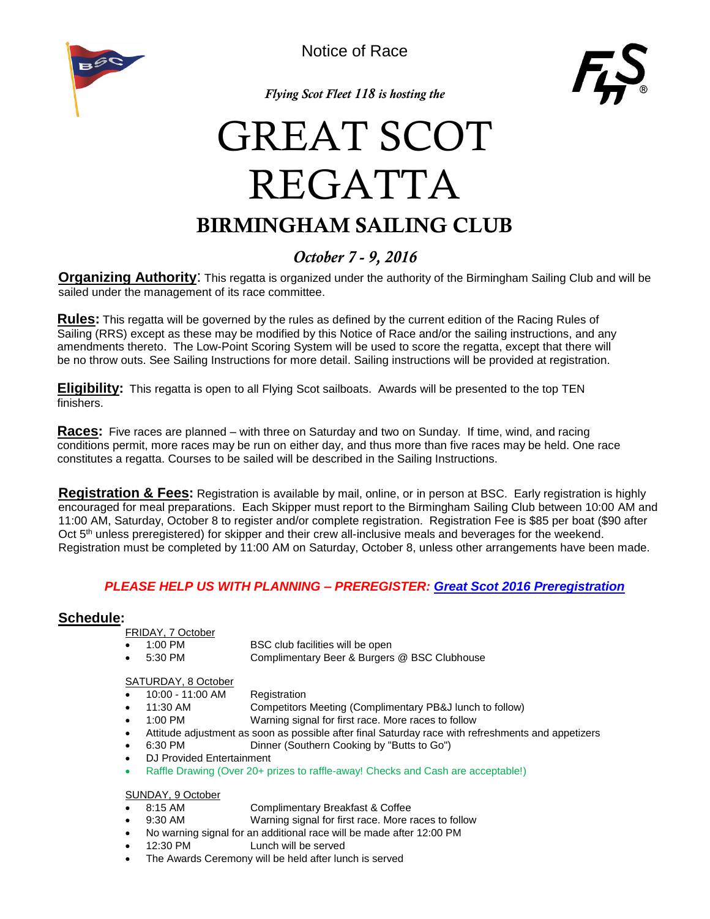Notice of Race

*Flying Scot Fleet 118 is hosting the*

# GREAT SCOT REGATTA

## BIRMINGHAM SAILING CLUB

### *October 7 - 9, 2016*

**Organizing Authority**: This regatta is organized under the authority of the Birmingham Sailing Club and will be sailed under the management of its race committee.

**Rules:** This regatta will be governed by the rules as defined by the current edition of the Racing Rules of Sailing (RRS) except as these may be modified by this Notice of Race and/or the sailing instructions, and any amendments thereto. The Low-Point Scoring System will be used to score the regatta, except that there will be no throw outs. See Sailing Instructions for more detail. Sailing instructions will be provided at registration.

**Eligibility:** This regatta is open to all Flying Scot sailboats. Awards will be presented to the top TEN finishers.

**Races:** Five races are planned – with three on Saturday and two on Sunday. If time, wind, and racing conditions permit, more races may be run on either day, and thus more than five races may be held. One race constitutes a regatta. Courses to be sailed will be described in the Sailing Instructions.

**Registration & Fees:** Registration is available by mail, online, or in person at BSC. Early registration is highly encouraged for meal preparations. Each Skipper must report to the Birmingham Sailing Club between 10:00 AM and 11:00 AM, Saturday, October 8 to register and/or complete registration. Registration Fee is $85 per boat ($90 after Oct 5th unless preregistered) for skipper and their crew all-inclusive meals and beverages for the weekend. Registration must be completed by 11:00 AM on Saturday, October 8, unless other arrangements have been made.

***PLEASE HELP US WITH PLANNING – PREREGISTER: Great Scot 2016 Preregistration***

**Schedule:**

FRIDAY, 7 October

- 1:00 PM — BSC club facilities will be open
- 5:30 PM — Complimentary Beer & Burgers @ BSC Clubhouse

SATURDAY, 8 October

- 10:00 - 11:00 AM — Registration
- 11:30 AM — Competitors Meeting (Complimentary PB&J lunch to follow)
- 1:00 PM — Warning signal for first race. More races to follow
- Attitude adjustment as soon as possible after final Saturday race with refreshments and appetizers
- 6:30 PM — Dinner (Southern Cooking by "Butts to Go")
- DJ Provided Entertainment
- Raffle Drawing (Over 20+ prizes to raffle-away! Checks and Cash are acceptable!)

SUNDAY, 9 October

- 8:15 AM — Complimentary Breakfast & Coffee
- 9:30 AM — Warning signal for first race. More races to follow
- No warning signal for an additional race will be made after 12:00 PM
- 12:30 PM — Lunch will be served
- The Awards Ceremony will be held after lunch is served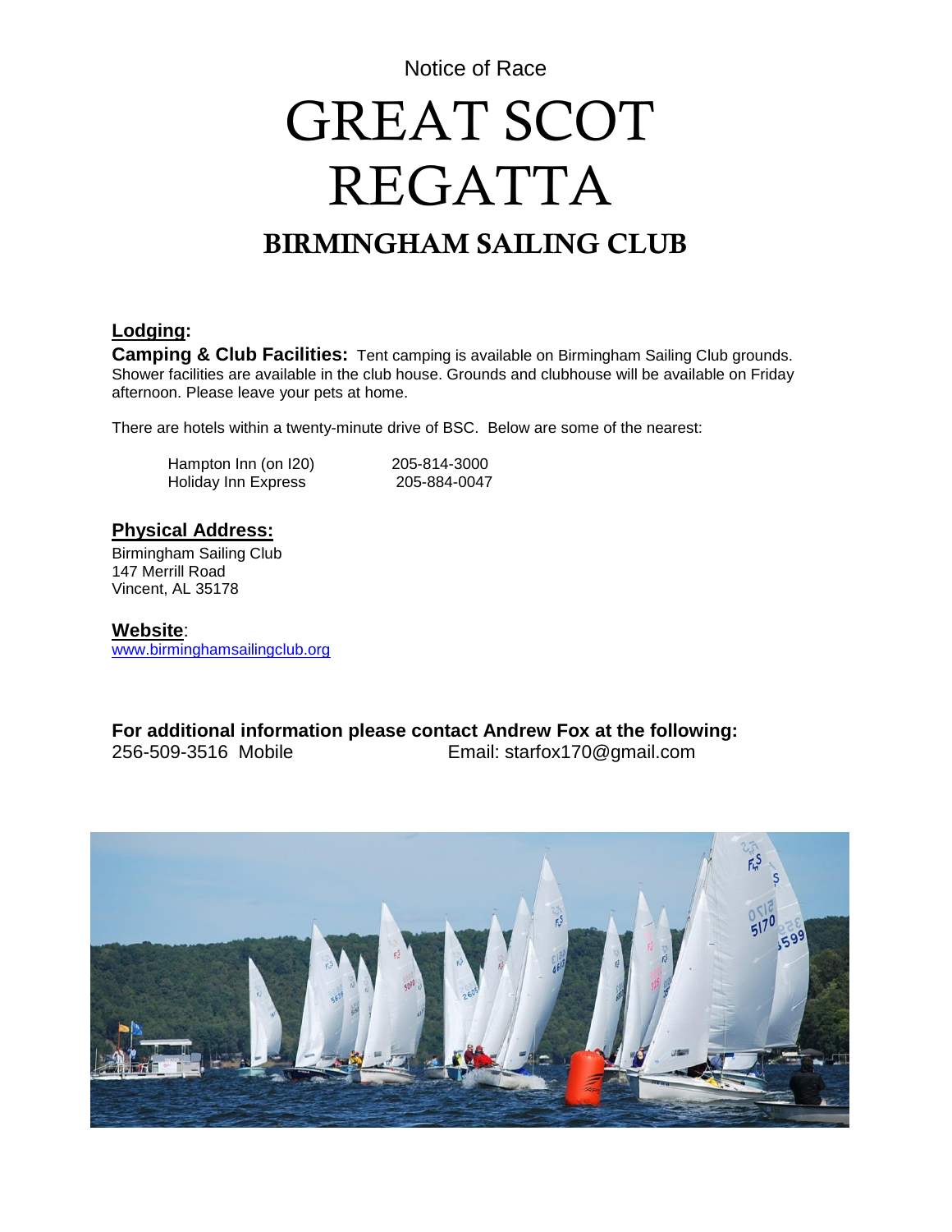Notice of Race

# GREAT SCOT REGATTA

## BIRMINGHAM SAILING CLUB

**Lodging:**

**Camping & Club Facilities:** Tent camping is available on Birmingham Sailing Club grounds. Shower facilities are available in the club house. Grounds and clubhouse will be available on Friday afternoon. Please leave your pets at home.

There are hotels within a twenty-minute drive of BSC. Below are some of the nearest:

| | |
|---|---|
| Hampton Inn (on I20) | 205-814-3000 |
| Holiday Inn Express | 205-884-0047 |

**Physical Address:**

Birmingham Sailing Club
147 Merrill Road
Vincent, AL 35178

**Website**:
www.birminghamsailingclub.org

**For additional information please contact Andrew Fox at the following:**
256-509-3516 Mobile Email: starfox170@gmail.com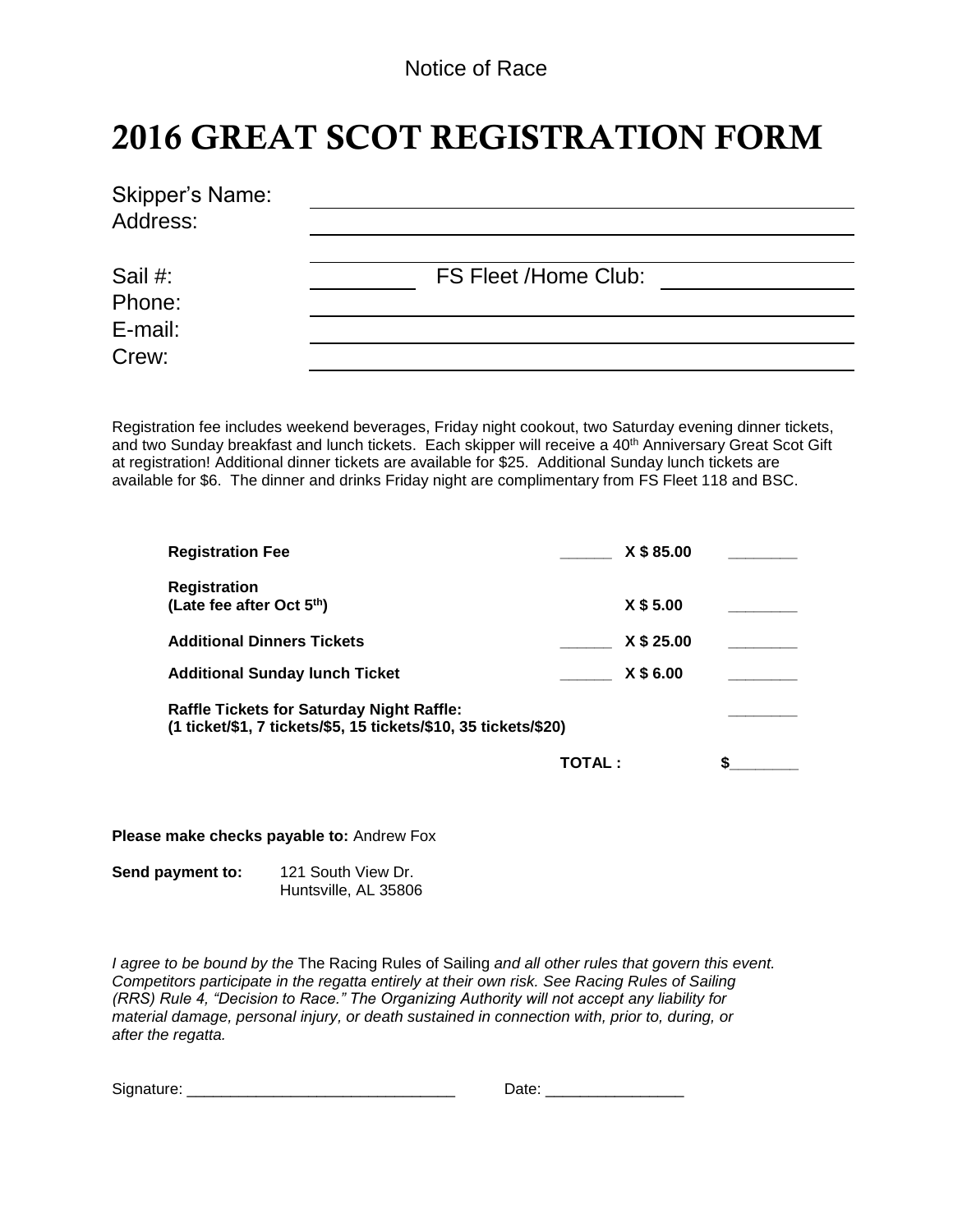Notice of Race

# 2016 GREAT SCOT REGISTRATION FORM

Skipper's Name: ____________________

Address: ____________________

____________________

Sail #: __________ FS Fleet /Home Club: __________

Phone: ____________________

E-mail: ____________________

Crew: ____________________

Registration fee includes weekend beverages, Friday night cookout, two Saturday evening dinner tickets, and two Sunday breakfast and lunch tickets. Each skipper will receive a 40th Anniversary Great Scot Gift at registration! Additional dinner tickets are available for $25. Additional Sunday lunch tickets are available for $6. The dinner and drinks Friday night are complimentary from FS Fleet 118 and BSC.

| | | | |
|---|---|---|---|
| **Registration Fee** | ______ | **X $ 85.00** | ________ |
| **Registration (Late fee after Oct 5th)** | | **X $ 5.00** | ________ |
| **Additional Dinners Tickets** | ______ | **X $ 25.00** | ________ |
| **Additional Sunday lunch Ticket** | ______ | **X $ 6.00** | ________ |
| **Raffle Tickets for Saturday Night Raffle: (1 ticket/$1, 7 tickets/$5, 15 tickets/$10, 35 tickets/$20)** | | | ________ |
| | **TOTAL :** | | **$________** |

**Please make checks payable to:** Andrew Fox

**Send payment to:** 121 South View Dr.
Huntsville, AL 35806

*I agree to be bound by the* The Racing Rules of Sailing *and all other rules that govern this event. Competitors participate in the regatta entirely at their own risk. See Racing Rules of Sailing (RRS) Rule 4, "Decision to Race." The Organizing Authority will not accept any liability for material damage, personal injury, or death sustained in connection with, prior to, during, or after the regatta.*

Signature: ________________________________ Date: ________________